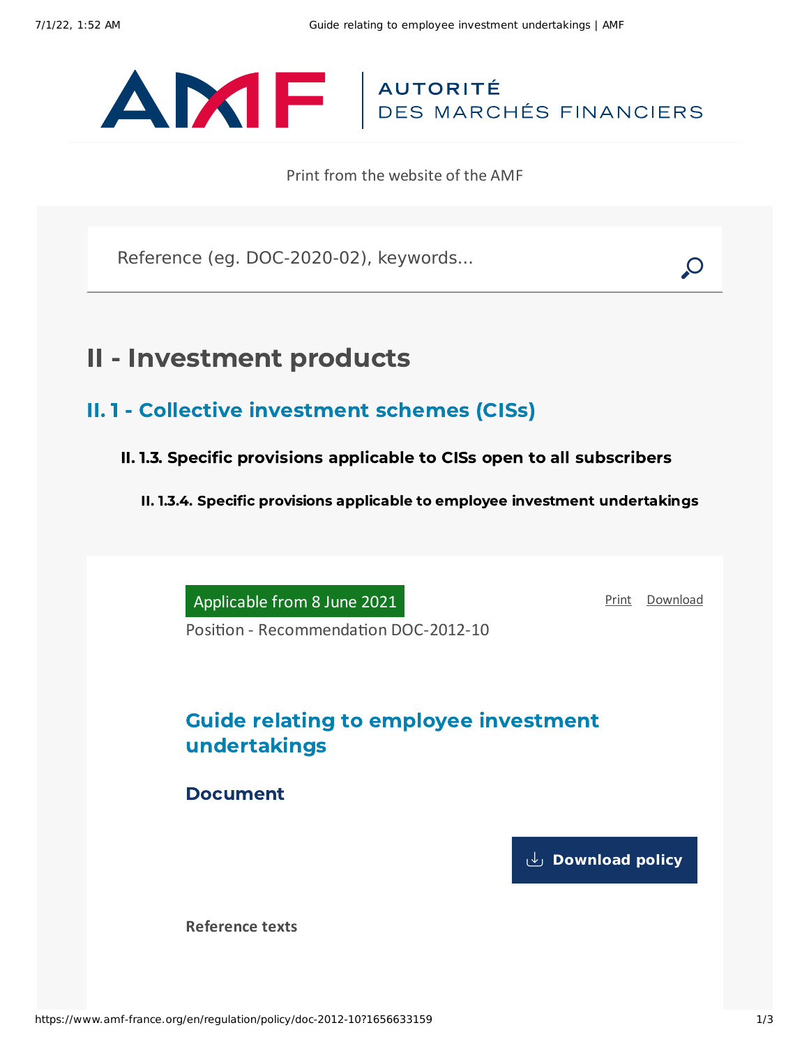AUTORITÉ DES MARCHÉS FINANCIERS

Print from the website of the AMF

Reference (eg. DOC-2020-02), keywords...

# II - Investment products

## II. 1 - Collective investment schemes (CISs)

### II. 1.3. Specific provisions applicable to CISs open to all subscribers

#### II. 1.3.4. Specific provisions applicable to employee investment undertakings

Applicable from 8 June 2021

Print Download

Position - Recommendation DOC-2012-10

## Guide relating to employee investment undertakings

### Document

Download policy

**Reference texts**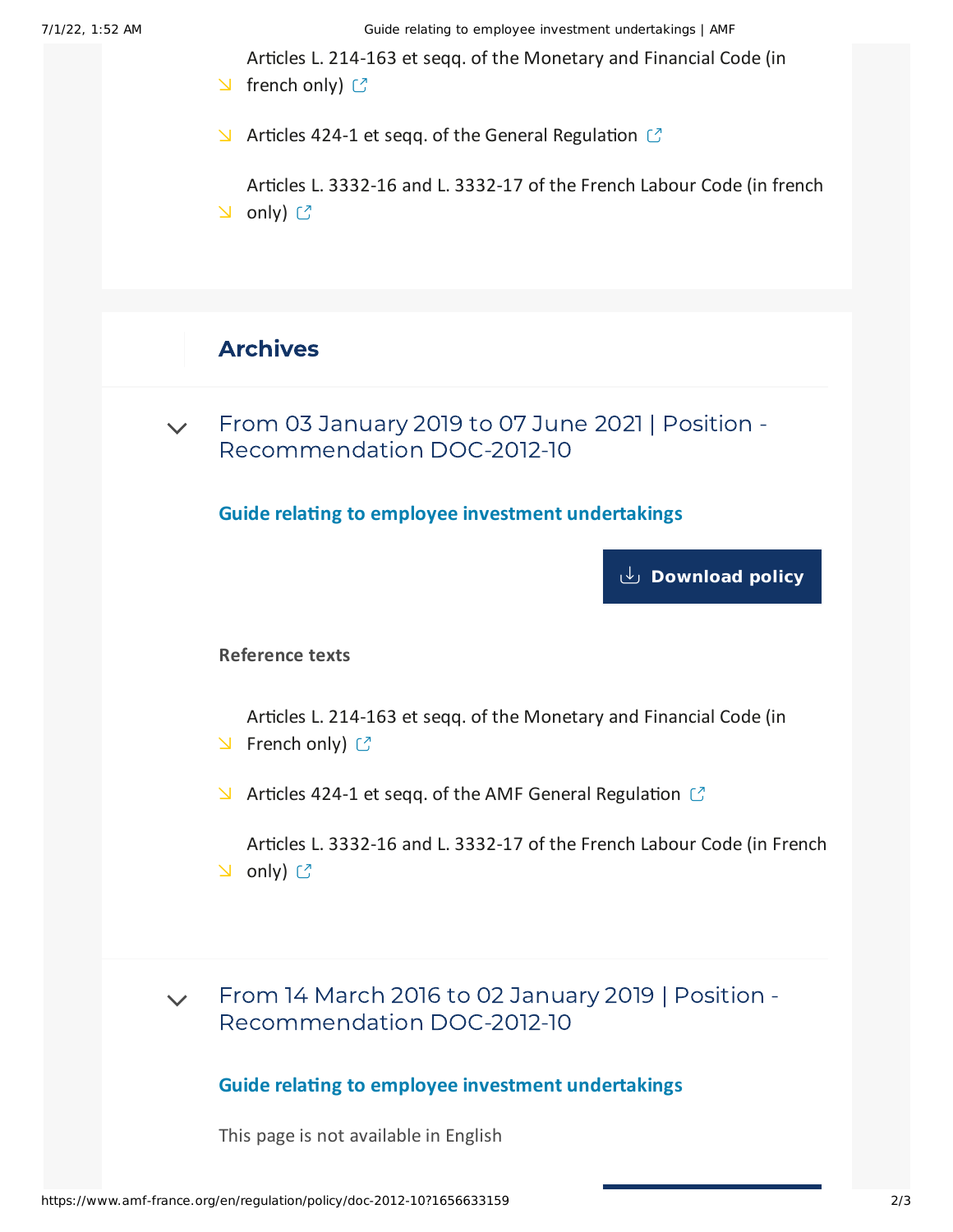- Articles L. 214-163 et seqq. of the Monetary and Financial Code (in french only)
- Articles 424-1 et seqq. of the General Regulation
- Articles L. 3332-16 and L. 3332-17 of the French Labour Code (in french only)

## Archives

### From 03 January 2019 to 07 June 2021 | Position - Recommendation DOC-2012-10

**Guide relating to employee investment undertakings**

**Download policy**

**Reference texts**

- Articles L. 214-163 et seqq. of the Monetary and Financial Code (in French only)
- Articles 424-1 et seqq. of the AMF General Regulation
- Articles L. 3332-16 and L. 3332-17 of the French Labour Code (in French only)

### From 14 March 2016 to 02 January 2019 | Position - Recommendation DOC-2012-10

**Guide relating to employee investment undertakings**

This page is not available in English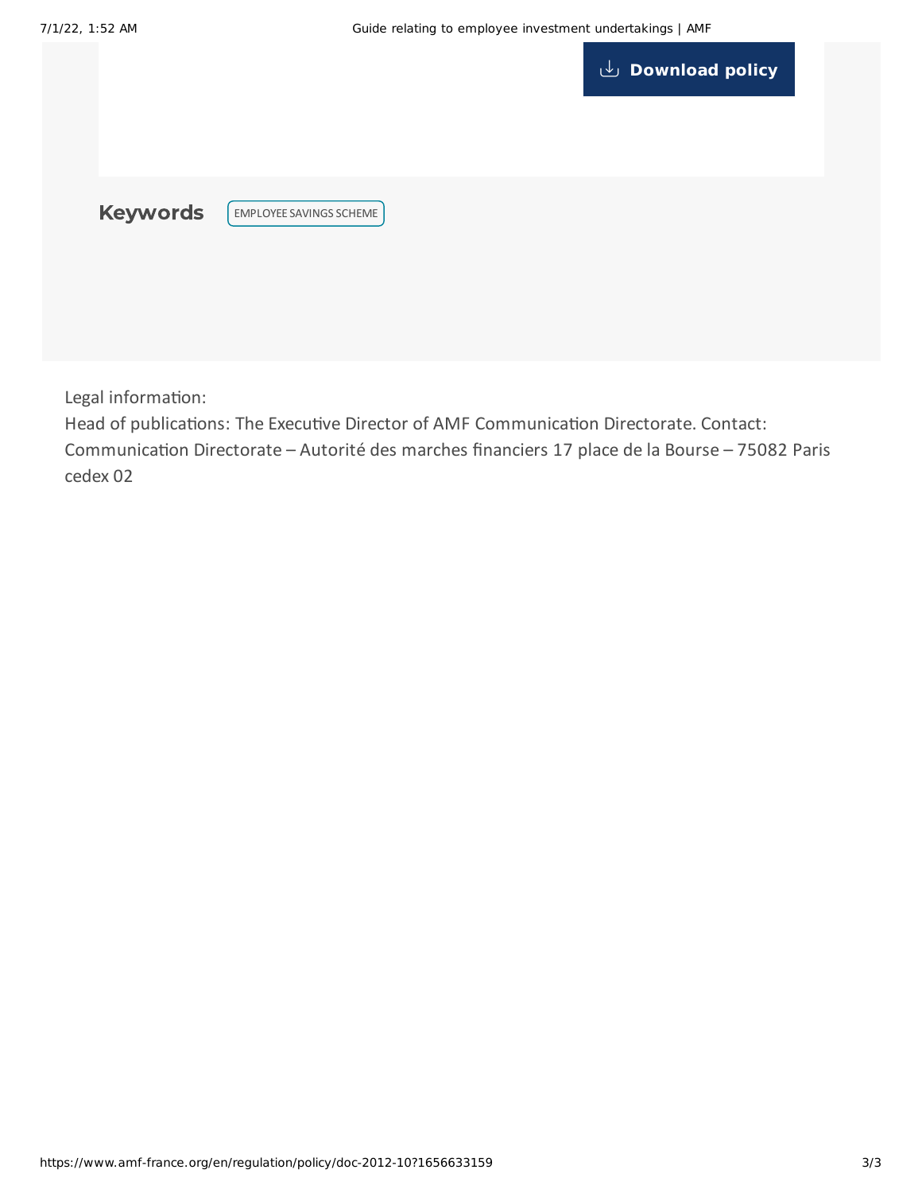Download policy

**Keywords** EMPLOYEE SAVINGS SCHEME

Legal information:
Head of publications: The Executive Director of AMF Communication Directorate. Contact: Communication Directorate – Autorité des marches financiers 17 place de la Bourse – 75082 Paris cedex 02